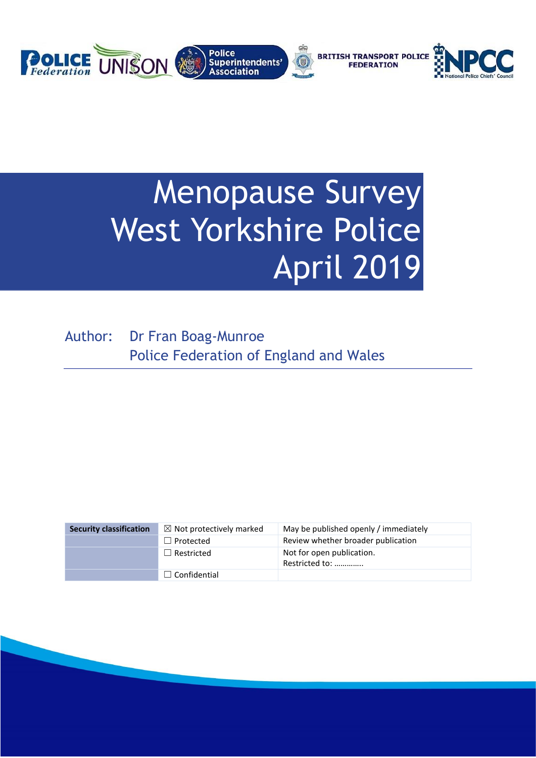# Menopause Survey West Yorkshire Police April 2019

Author: Dr Fran Boag-Munroe
Police Federation of England and Wales

| Security classification | ☒ Not protectively marked | May be published openly / immediately |
|---|---|---|
| | ☐ Protected | Review whether broader publication |
| | ☐ Restricted | Not for open publication. Restricted to: …………. |
| | ☐ Confidential | |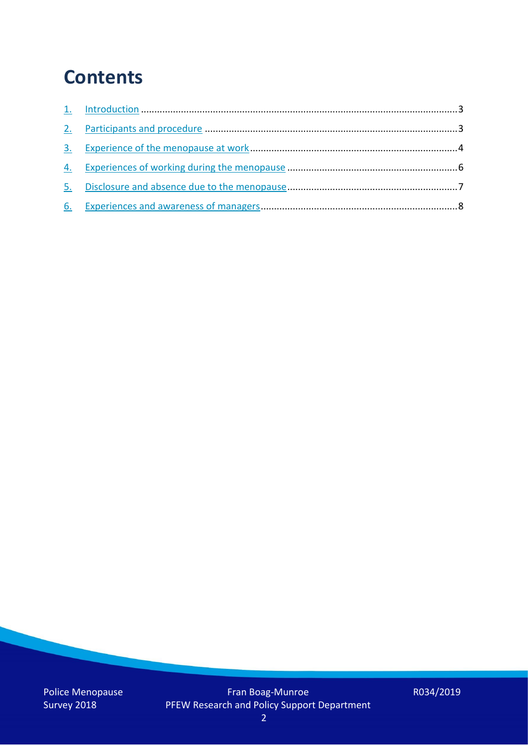# Contents

1. Introduction ........................................................................................................................3
2. Participants and procedure ...............................................................................................3
3. Experience of the menopause at work ..............................................................................4
4. Experiences of working during the menopause ................................................................6
5. Disclosure and absence due to the menopause ................................................................7
6. Experiences and awareness of managers ..........................................................................8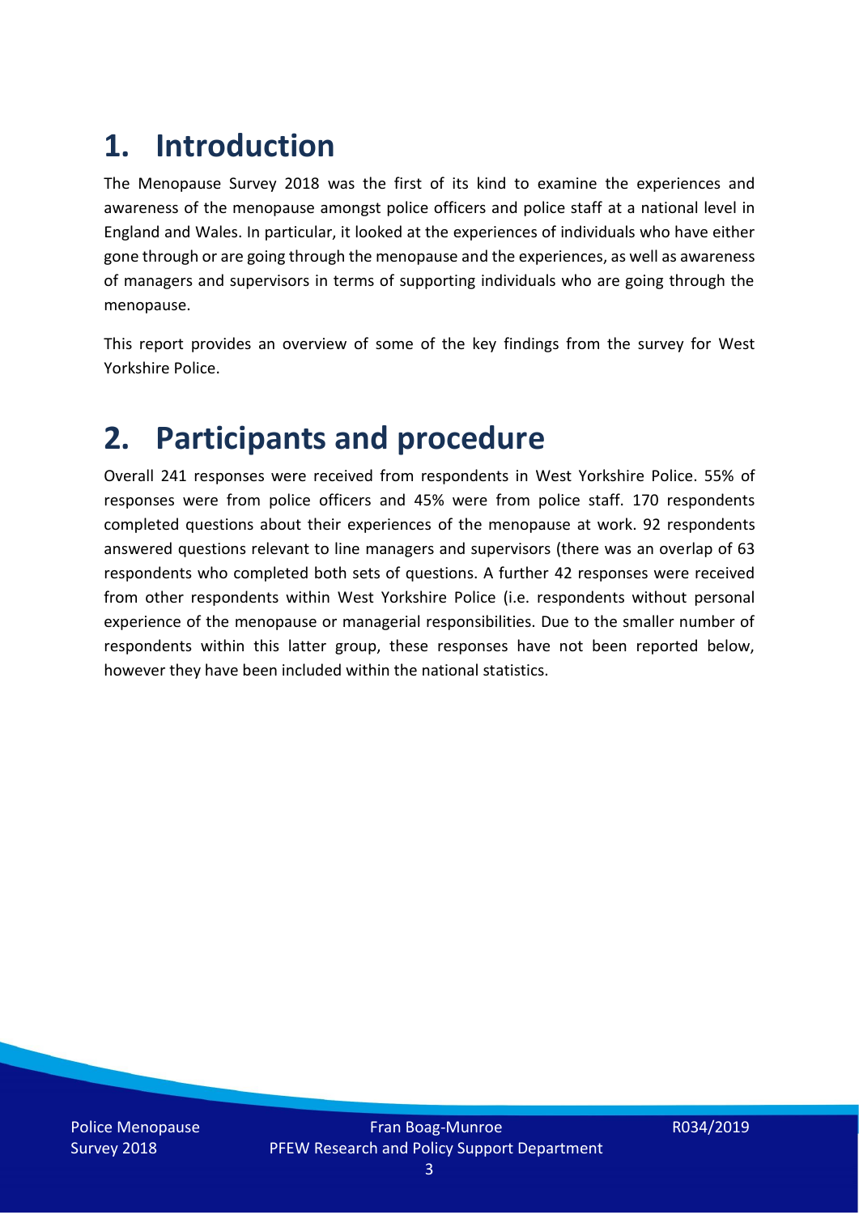# 1. Introduction

The Menopause Survey 2018 was the first of its kind to examine the experiences and awareness of the menopause amongst police officers and police staff at a national level in England and Wales. In particular, it looked at the experiences of individuals who have either gone through or are going through the menopause and the experiences, as well as awareness of managers and supervisors in terms of supporting individuals who are going through the menopause.

This report provides an overview of some of the key findings from the survey for West Yorkshire Police.

# 2. Participants and procedure

Overall 241 responses were received from respondents in West Yorkshire Police. 55% of responses were from police officers and 45% were from police staff. 170 respondents completed questions about their experiences of the menopause at work. 92 respondents answered questions relevant to line managers and supervisors (there was an overlap of 63 respondents who completed both sets of questions. A further 42 responses were received from other respondents within West Yorkshire Police (i.e. respondents without personal experience of the menopause or managerial responsibilities. Due to the smaller number of respondents within this latter group, these responses have not been reported below, however they have been included within the national statistics.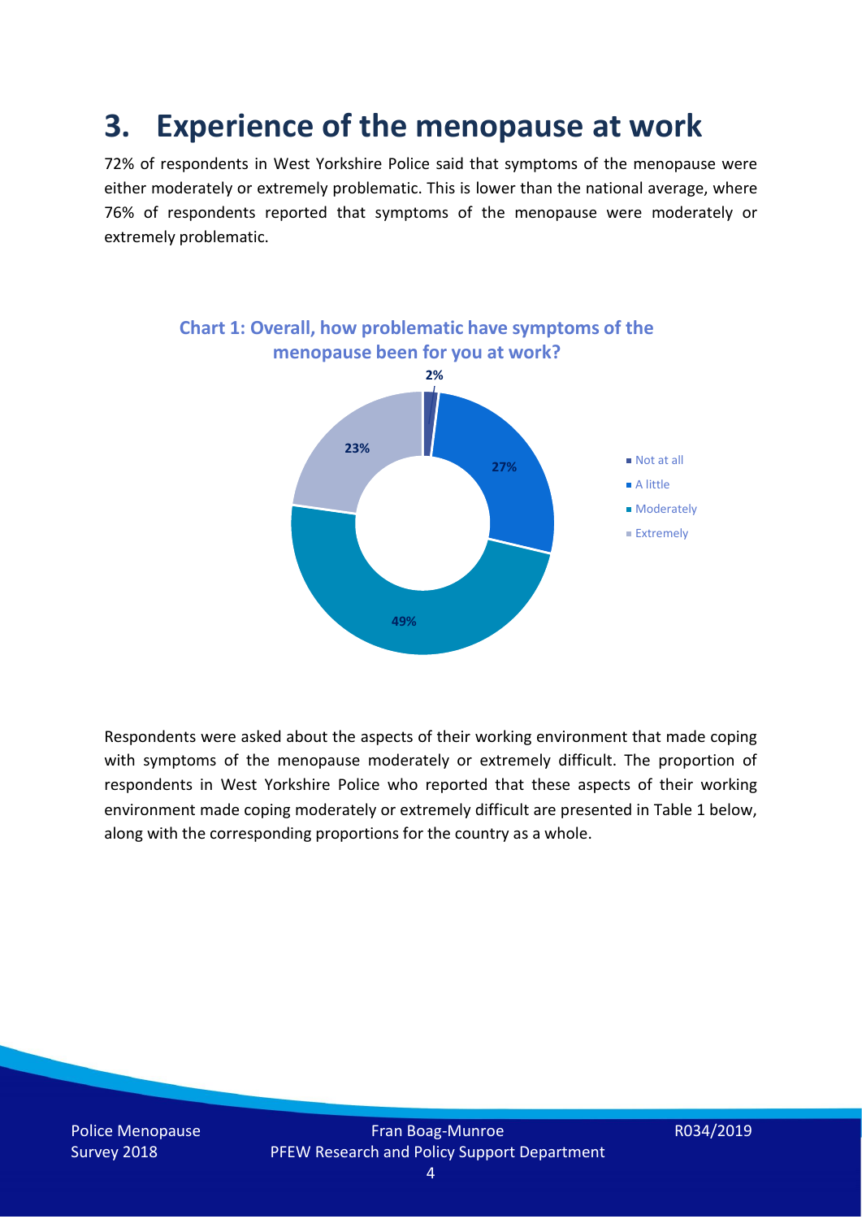# 3. Experience of the menopause at work

72% of respondents in West Yorkshire Police said that symptoms of the menopause were either moderately or extremely problematic. This is lower than the national average, where 76% of respondents reported that symptoms of the menopause were moderately or extremely problematic.

**Chart 1: Overall, how problematic have symptoms of the menopause been for you at work?**

| Response | Percentage |
| --- | --- |
| Not at all | 2% |
| A little | 27% |
| Moderately | 49% |
| Extremely | 23% |

Respondents were asked about the aspects of their working environment that made coping with symptoms of the menopause moderately or extremely difficult. The proportion of respondents in West Yorkshire Police who reported that these aspects of their working environment made coping moderately or extremely difficult are presented in Table 1 below, along with the corresponding proportions for the country as a whole.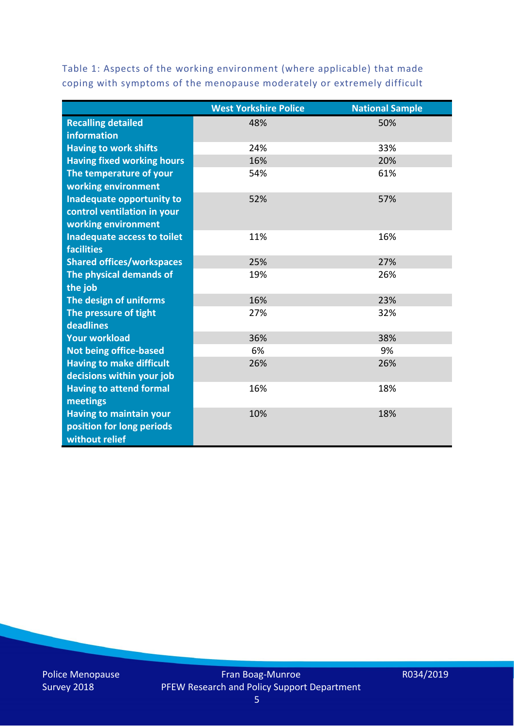Table 1: Aspects of the working environment (where applicable) that made coping with symptoms of the menopause moderately or extremely difficult

| | West Yorkshire Police | National Sample |
|---|---|---|
| Recalling detailed information | 48% | 50% |
| Having to work shifts | 24% | 33% |
| Having fixed working hours | 16% | 20% |
| The temperature of your working environment | 54% | 61% |
| Inadequate opportunity to control ventilation in your working environment | 52% | 57% |
| Inadequate access to toilet facilities | 11% | 16% |
| Shared offices/workspaces | 25% | 27% |
| The physical demands of the job | 19% | 26% |
| The design of uniforms | 16% | 23% |
| The pressure of tight deadlines | 27% | 32% |
| Your workload | 36% | 38% |
| Not being office-based | 6% | 9% |
| Having to make difficult decisions within your job | 26% | 26% |
| Having to attend formal meetings | 16% | 18% |
| Having to maintain your position for long periods without relief | 10% | 18% |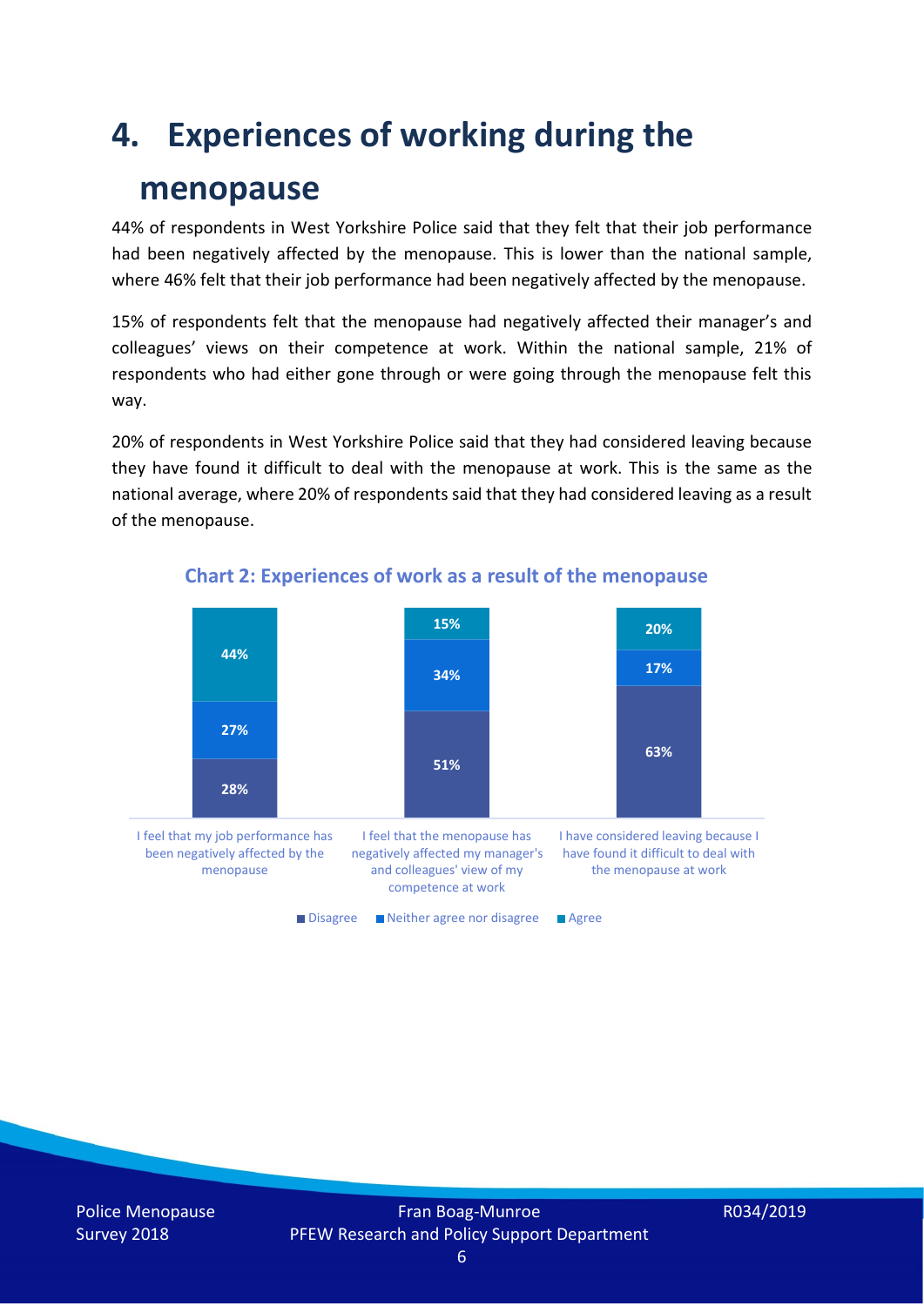# 4. Experiences of working during the menopause

44% of respondents in West Yorkshire Police said that they felt that their job performance had been negatively affected by the menopause. This is lower than the national sample, where 46% felt that their job performance had been negatively affected by the menopause.

15% of respondents felt that the menopause had negatively affected their manager's and colleagues' views on their competence at work. Within the national sample, 21% of respondents who had either gone through or were going through the menopause felt this way.

20% of respondents in West Yorkshire Police said that they had considered leaving because they have found it difficult to deal with the menopause at work. This is the same as the national average, where 20% of respondents said that they had considered leaving as a result of the menopause.

**Chart 2: Experiences of work as a result of the menopause**

| | Disagree | Neither agree nor disagree | Agree |
|---|---|---|---|
| I feel that my job performance has been negatively affected by the menopause | 28% | 27% | 44% |
| I feel that the menopause has negatively affected my manager's and colleagues' view of my competence at work | 51% | 34% | 15% |
| I have considered leaving because I have found it difficult to deal with the menopause at work | 63% | 17% | 20% |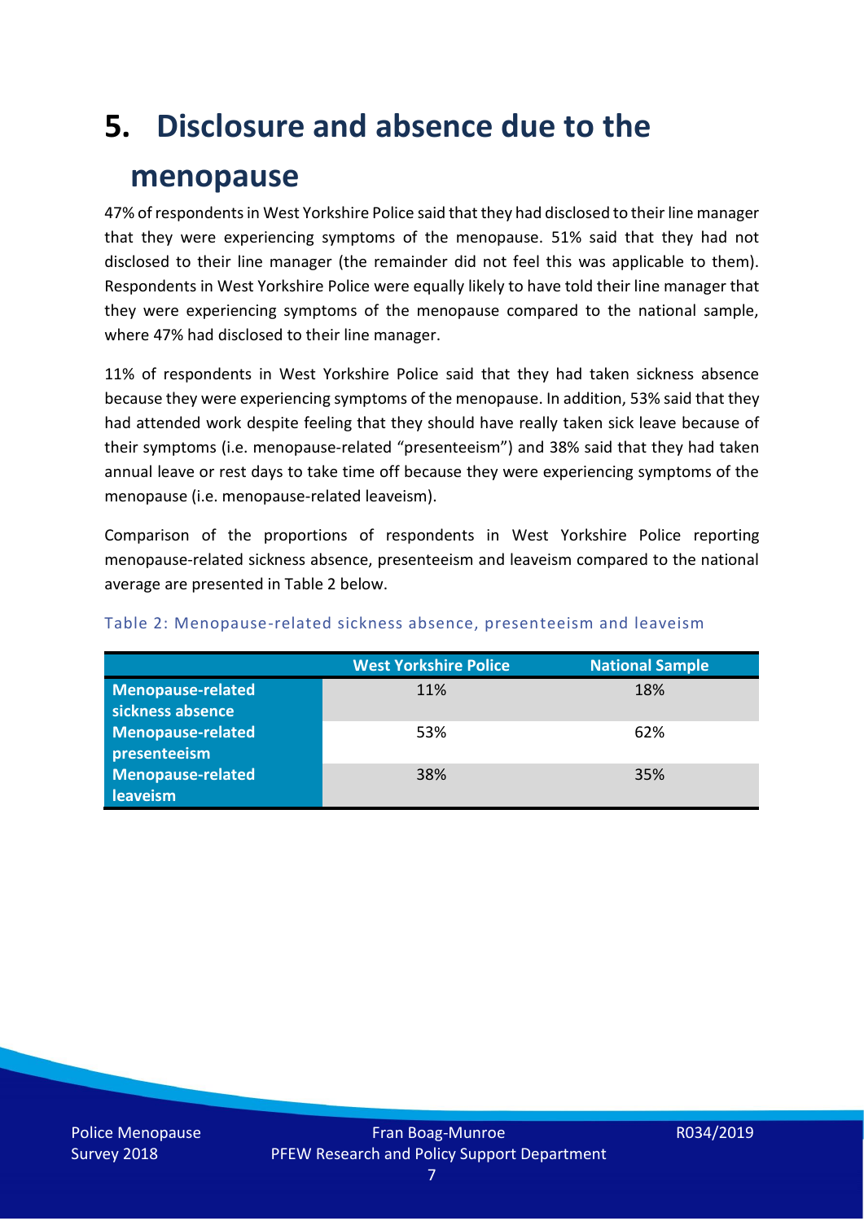# 5. Disclosure and absence due to the menopause

47% of respondents in West Yorkshire Police said that they had disclosed to their line manager that they were experiencing symptoms of the menopause. 51% said that they had not disclosed to their line manager (the remainder did not feel this was applicable to them). Respondents in West Yorkshire Police were equally likely to have told their line manager that they were experiencing symptoms of the menopause compared to the national sample, where 47% had disclosed to their line manager.

11% of respondents in West Yorkshire Police said that they had taken sickness absence because they were experiencing symptoms of the menopause. In addition, 53% said that they had attended work despite feeling that they should have really taken sick leave because of their symptoms (i.e. menopause-related "presenteeism") and 38% said that they had taken annual leave or rest days to take time off because they were experiencing symptoms of the menopause (i.e. menopause-related leaveism).

Comparison of the proportions of respondents in West Yorkshire Police reporting menopause-related sickness absence, presenteeism and leaveism compared to the national average are presented in Table 2 below.

Table 2: Menopause-related sickness absence, presenteeism and leaveism

| | West Yorkshire Police | National Sample |
|---|---|---|
| **Menopause-related sickness absence** | 11% | 18% |
| **Menopause-related presenteeism** | 53% | 62% |
| **Menopause-related leaveism** | 38% | 35% |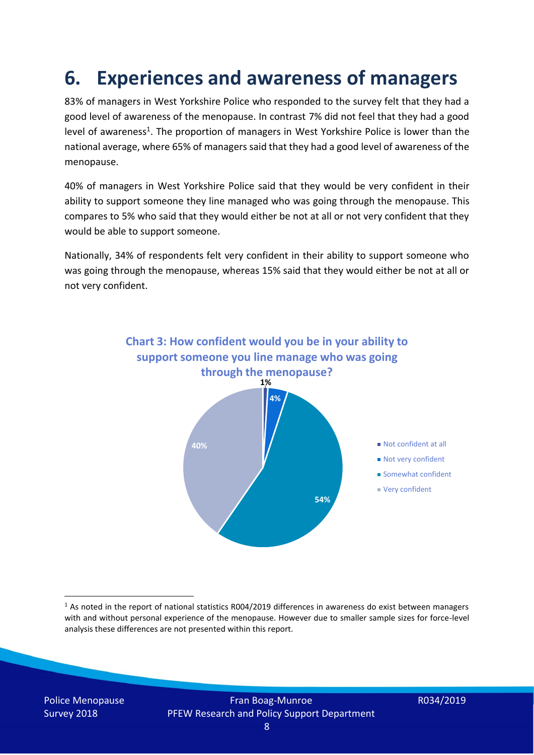# 6. Experiences and awareness of managers

83% of managers in West Yorkshire Police who responded to the survey felt that they had a good level of awareness of the menopause. In contrast 7% did not feel that they had a good level of awareness[1]. The proportion of managers in West Yorkshire Police is lower than the national average, where 65% of managers said that they had a good level of awareness of the menopause.

40% of managers in West Yorkshire Police said that they would be very confident in their ability to support someone they line managed who was going through the menopause. This compares to 5% who said that they would either be not at all or not very confident that they would be able to support someone.

Nationally, 34% of respondents felt very confident in their ability to support someone who was going through the menopause, whereas 15% said that they would either be not at all or not very confident.

**Chart 3: How confident would you be in your ability to support someone you line manage who was going through the menopause?**

1%
4%
54%
40%

Not confident at all
Not very confident
Somewhat confident
Very confident

[1] As noted in the report of national statistics R004/2019 differences in awareness do exist between managers with and without personal experience of the menopause. However due to smaller sample sizes for force-level analysis these differences are not presented within this report.